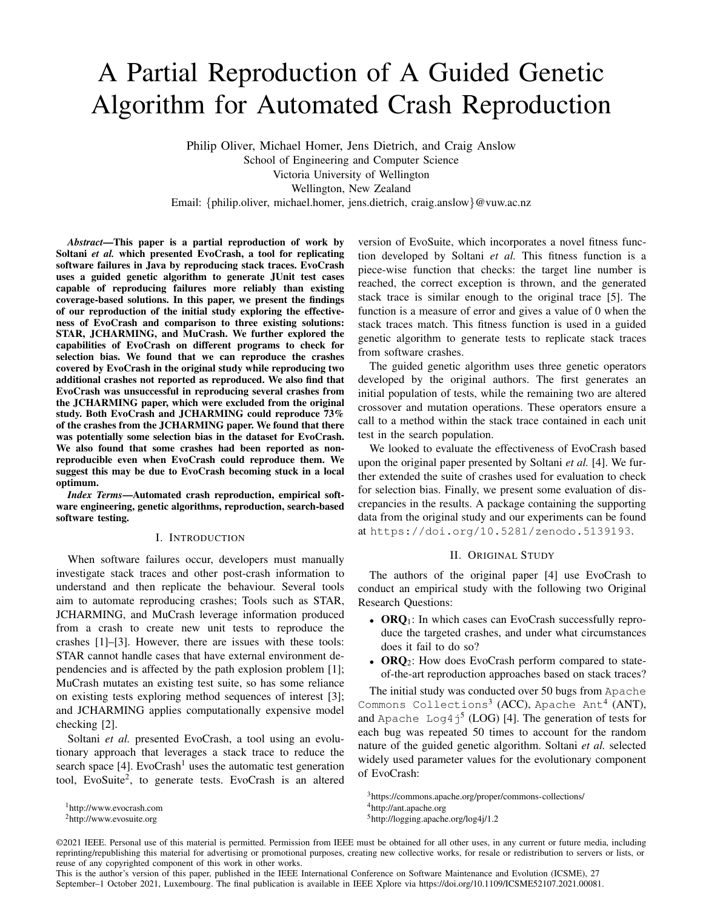# A Partial Reproduction of A Guided Genetic Algorithm for Automated Crash Reproduction

Philip Oliver, Michael Homer, Jens Dietrich, and Craig Anslow
School of Engineering and Computer Science
Victoria University of Wellington
Wellington, New Zealand
Email: {philip.oliver, michael.homer, jens.dietrich, craig.anslow}@vuw.ac.nz

***Abstract*—This paper is a partial reproduction of work by Soltani *et al.* which presented EvoCrash, a tool for replicating software failures in Java by reproducing stack traces. EvoCrash uses a guided genetic algorithm to generate JUnit test cases capable of reproducing failures more reliably than existing coverage-based solutions. In this paper, we present the findings of our reproduction of the initial study exploring the effectiveness of EvoCrash and comparison to three existing solutions: STAR, JCHARMING, and MuCrash. We further explored the capabilities of EvoCrash on different programs to check for selection bias. We found that we can reproduce the crashes covered by EvoCrash in the original study while reproducing two additional crashes not reported as reproduced. We also find that EvoCrash was unsuccessful in reproducing several crashes from the JCHARMING paper, which were excluded from the original study. Both EvoCrash and JCHARMING could reproduce 73% of the crashes from the JCHARMING paper. We found that there was potentially some selection bias in the dataset for EvoCrash. We also found that some crashes had been reported as non-reproducible even when EvoCrash could reproduce them. We suggest this may be due to EvoCrash becoming stuck in a local optimum.**

***Index Terms*—Automated crash reproduction, empirical software engineering, genetic algorithms, reproduction, search-based software testing.**

## I. Introduction

When software failures occur, developers must manually investigate stack traces and other post-crash information to understand and then replicate the behaviour. Several tools aim to automate reproducing crashes; Tools such as STAR, JCHARMING, and MuCrash leverage information produced from a crash to create new unit tests to reproduce the crashes [1]–[3]. However, there are issues with these tools: STAR cannot handle cases that have external environment dependencies and is affected by the path explosion problem [1]; MuCrash mutates an existing test suite, so has some reliance on existing tests exploring method sequences of interest [3]; and JCHARMING applies computationally expensive model checking [2].

Soltani *et al.* presented EvoCrash, a tool using an evolutionary approach that leverages a stack trace to reduce the search space [4]. EvoCrash[1] uses the automatic test generation tool, EvoSuite[2], to generate tests. EvoCrash is an altered version of EvoSuite, which incorporates a novel fitness function developed by Soltani *et al.* This fitness function is a piece-wise function that checks: the target line number is reached, the correct exception is thrown, and the generated stack trace is similar enough to the original trace [5]. The function is a measure of error and gives a value of 0 when the stack traces match. This fitness function is used in a guided genetic algorithm to generate tests to replicate stack traces from software crashes.

The guided genetic algorithm uses three genetic operators developed by the original authors. The first generates an initial population of tests, while the remaining two are altered crossover and mutation operations. These operators ensure a call to a method within the stack trace contained in each unit test in the search population.

We looked to evaluate the effectiveness of EvoCrash based upon the original paper presented by Soltani *et al.* [4]. We further extended the suite of crashes used for evaluation to check for selection bias. Finally, we present some evaluation of discrepancies in the results. A package containing the supporting data from the original study and our experiments can be found at `https://doi.org/10.5281/zenodo.5139193`.

## II. Original Study

The authors of the original paper [4] use EvoCrash to conduct an empirical study with the following two Original Research Questions:

- **ORQ$_1$**: In which cases can EvoCrash successfully reproduce the targeted crashes, and under what circumstances does it fail to do so?
- **ORQ$_2$**: How does EvoCrash perform compared to state-of-the-art reproduction approaches based on stack traces?

The initial study was conducted over 50 bugs from `Apache Commons Collections`[3] (ACC), `Apache Ant`[4] (ANT), and `Apache Log4j`[5] (LOG) [4]. The generation of tests for each bug was repeated 50 times to account for the random nature of the guided genetic algorithm. Soltani *et al.* selected widely used parameter values for the evolutionary component of EvoCrash:

[1] http://www.evocrash.com
[2] http://www.evosuite.org
[3] https://commons.apache.org/proper/commons-collections/
[4] http://ant.apache.org
[5] http://logging.apache.org/log4j/1.2

©2021 IEEE. Personal use of this material is permitted. Permission from IEEE must be obtained for all other uses, in any current or future media, including reprinting/republishing this material for advertising or promotional purposes, creating new collective works, for resale or redistribution to servers or lists, or reuse of any copyrighted component of this work in other works.
This is the author's version of this paper, published in the IEEE International Conference on Software Maintenance and Evolution (ICSME), 27 September–1 October 2021, Luxembourg. The final publication is available in IEEE Xplore via https://doi.org/10.1109/ICSME52107.2021.00081.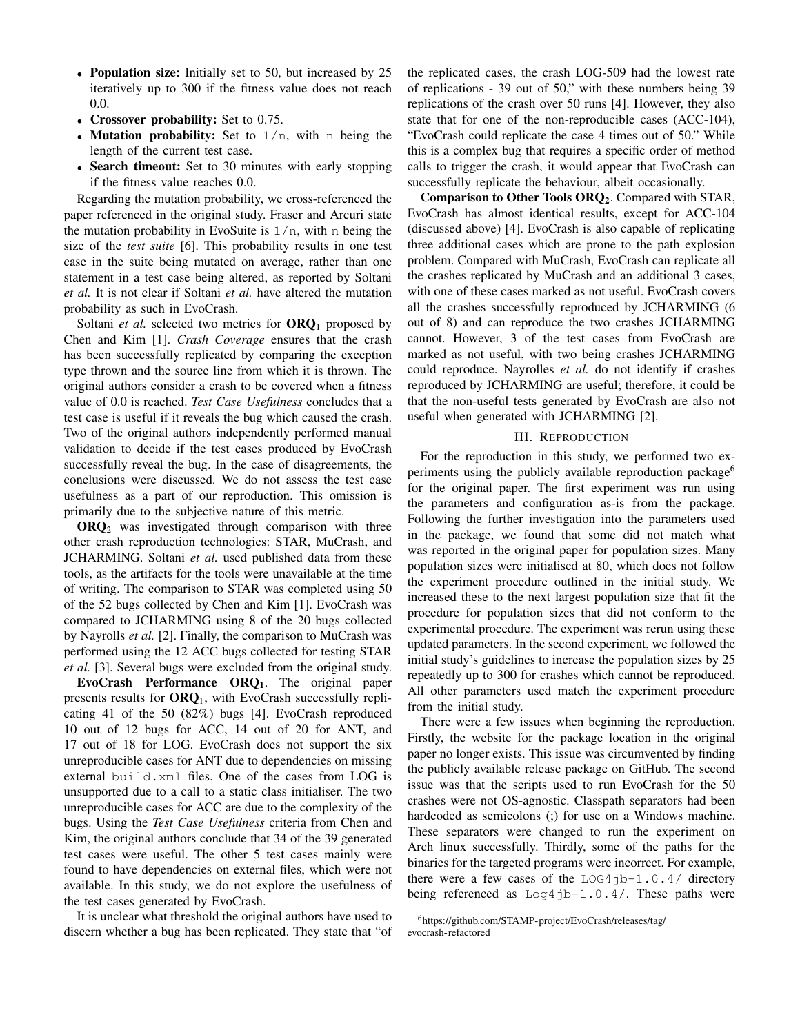- **Population size:** Initially set to 50, but increased by 25 iteratively up to 300 if the fitness value does not reach 0.0.
- **Crossover probability:** Set to 0.75.
- **Mutation probability:** Set to `1/n`, with `n` being the length of the current test case.
- **Search timeout:** Set to 30 minutes with early stopping if the fitness value reaches 0.0.

Regarding the mutation probability, we cross-referenced the paper referenced in the original study. Fraser and Arcuri state the mutation probability in EvoSuite is `1/n`, with `n` being the size of the *test suite* [6]. This probability results in one test case in the suite being mutated on average, rather than one statement in a test case being altered, as reported by Soltani *et al.* It is not clear if Soltani *et al.* have altered the mutation probability as such in EvoCrash.

Soltani *et al.* selected two metrics for **ORQ$_1$** proposed by Chen and Kim [1]. *Crash Coverage* ensures that the crash has been successfully replicated by comparing the exception type thrown and the source line from which it is thrown. The original authors consider a crash to be covered when a fitness value of 0.0 is reached. *Test Case Usefulness* concludes that a test case is useful if it reveals the bug which caused the crash. Two of the original authors independently performed manual validation to decide if the test cases produced by EvoCrash successfully reveal the bug. In the case of disagreements, the conclusions were discussed. We do not assess the test case usefulness as a part of our reproduction. This omission is primarily due to the subjective nature of this metric.

**ORQ$_2$** was investigated through comparison with three other crash reproduction technologies: STAR, MuCrash, and JCHARMING. Soltani *et al.* used published data from these tools, as the artifacts for the tools were unavailable at the time of writing. The comparison to STAR was completed using 50 of the 52 bugs collected by Chen and Kim [1]. EvoCrash was compared to JCHARMING using 8 of the 20 bugs collected by Nayrolls *et al.* [2]. Finally, the comparison to MuCrash was performed using the 12 ACC bugs collected for testing STAR *et al.* [3]. Several bugs were excluded from the original study.

**EvoCrash Performance ORQ$_1$**. The original paper presents results for **ORQ$_1$**, with EvoCrash successfully replicating 41 of the 50 (82%) bugs [4]. EvoCrash reproduced 10 out of 12 bugs for ACC, 14 out of 20 for ANT, and 17 out of 18 for LOG. EvoCrash does not support the six unreproducible cases for ANT due to dependencies on missing external `build.xml` files. One of the cases from LOG is unsupported due to a call to a static class initialiser. The two unreproducible cases for ACC are due to the complexity of the bugs. Using the *Test Case Usefulness* criteria from Chen and Kim, the original authors conclude that 34 of the 39 generated test cases were useful. The other 5 test cases mainly were found to have dependencies on external files, which were not available. In this study, we do not explore the usefulness of the test cases generated by EvoCrash.

It is unclear what threshold the original authors have used to discern whether a bug has been replicated. They state that "of the replicated cases, the crash LOG-509 had the lowest rate of replications - 39 out of 50," with these numbers being 39 replications of the crash over 50 runs [4]. However, they also state that for one of the non-reproducible cases (ACC-104), "EvoCrash could replicate the case 4 times out of 50." While this is a complex bug that requires a specific order of method calls to trigger the crash, it would appear that EvoCrash can successfully replicate the behaviour, albeit occasionally.

**Comparison to Other Tools ORQ$_2$**. Compared with STAR, EvoCrash has almost identical results, except for ACC-104 (discussed above) [4]. EvoCrash is also capable of replicating three additional cases which are prone to the path explosion problem. Compared with MuCrash, EvoCrash can replicate all the crashes replicated by MuCrash and an additional 3 cases, with one of these cases marked as not useful. EvoCrash covers all the crashes successfully reproduced by JCHARMING (6 out of 8) and can reproduce the two crashes JCHARMING cannot. However, 3 of the test cases from EvoCrash are marked as not useful, with two being crashes JCHARMING could reproduce. Nayrolles *et al.* do not identify if crashes reproduced by JCHARMING are useful; therefore, it could be that the non-useful tests generated by EvoCrash are also not useful when generated with JCHARMING [2].

## III. Reproduction

For the reproduction in this study, we performed two experiments using the publicly available reproduction package[6] for the original paper. The first experiment was run using the parameters and configuration as-is from the package. Following the further investigation into the parameters used in the package, we found that some did not match what was reported in the original paper for population sizes. Many population sizes were initialised at 80, which does not follow the experiment procedure outlined in the initial study. We increased these to the next largest population size that fit the procedure for population sizes that did not conform to the experimental procedure. The experiment was rerun using these updated parameters. In the second experiment, we followed the initial study's guidelines to increase the population sizes by 25 repeatedly up to 300 for crashes which cannot be reproduced. All other parameters used match the experiment procedure from the initial study.

There were a few issues when beginning the reproduction. Firstly, the website for the package location in the original paper no longer exists. This issue was circumvented by finding the publicly available release package on GitHub. The second issue was that the scripts used to run EvoCrash for the 50 crashes were not OS-agnostic. Classpath separators had been hardcoded as semicolons (;) for use on a Windows machine. These separators were changed to run the experiment on Arch linux successfully. Thirdly, some of the paths for the binaries for the targeted programs were incorrect. For example, there were a few cases of the `LOG4jb-1.0.4/` directory being referenced as `Log4jb-1.0.4/`. These paths were

[6] https://github.com/STAMP-project/EvoCrash/releases/tag/evocrash-refactored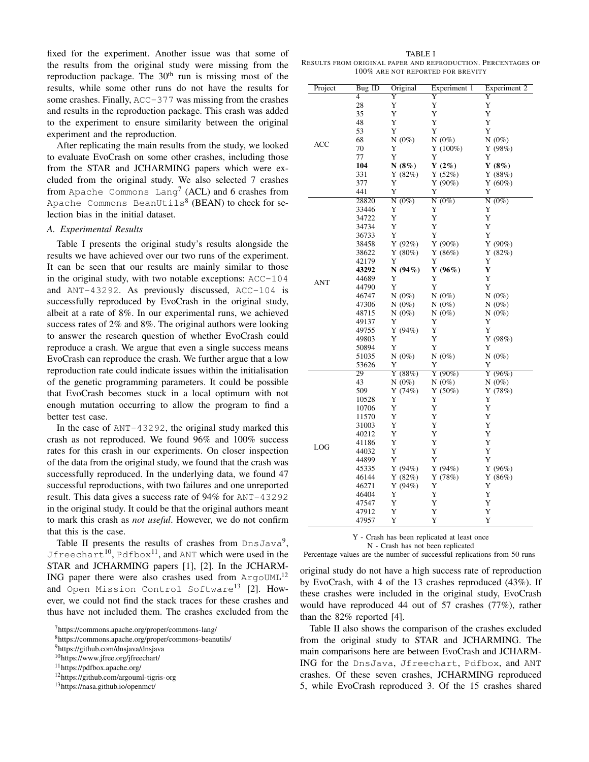fixed for the experiment. Another issue was that some of the results from the original study were missing from the reproduction package. The 30th run is missing most of the results, while some other runs do not have the results for some crashes. Finally, ACC-377 was missing from the crashes and results in the reproduction package. This crash was added to the experiment to ensure similarity between the original experiment and the reproduction.

After replicating the main results from the study, we looked to evaluate EvoCrash on some other crashes, including those from the STAR and JCHARMING papers which were excluded from the original study. We also selected 7 crashes from Apache Commons Lang[7] (ACL) and 6 crashes from Apache Commons BeanUtils[8] (BEAN) to check for selection bias in the initial dataset.

### A. Experimental Results

Table I presents the original study's results alongside the results we have achieved over our two runs of the experiment. It can be seen that our results are mainly similar to those in the original study, with two notable exceptions: ACC-104 and ANT-43292. As previously discussed, ACC-104 is successfully reproduced by EvoCrash in the original study, albeit at a rate of 8%. In our experimental runs, we achieved success rates of 2% and 8%. The original authors were looking to answer the research question of whether EvoCrash could reproduce a crash. We argue that even a single success means EvoCrash can reproduce the crash. We further argue that a low reproduction rate could indicate issues within the initialisation of the genetic programming parameters. It could be possible that EvoCrash becomes stuck in a local optimum with not enough mutation occurring to allow the program to find a better test case.

In the case of ANT-43292, the original study marked this crash as not reproduced. We found 96% and 100% success rates for this crash in our experiments. On closer inspection of the data from the original study, we found that the crash was successfully reproduced. In the underlying data, we found 47 successful reproductions, with two failures and one unreported result. This data gives a success rate of 94% for ANT-43292 in the original study. It could be that the original authors meant to mark this crash as *not useful*. However, we do not confirm that this is the case.

Table II presents the results of crashes from DnsJava[9], Jfreechart[10], Pdfbox[11], and ANT which were used in the STAR and JCHARMING papers [1], [2]. In the JCHARMING paper there were also crashes used from ArgoUML[12] and Open Mission Control Software[13] [2]. However, we could not find the stack traces for these crashes and thus have not included them. The crashes excluded from the original study do not have a high success rate of reproduction by EvoCrash, with 4 of the 13 crashes reproduced (43%). If these crashes were included in the original study, EvoCrash would have reproduced 44 out of 57 crashes (77%), rather than the 82% reported [4].

Table II also shows the comparison of the crashes excluded from the original study to STAR and JCHARMING. The main comparisons here are between EvoCrash and JCHARMING for the DnsJava, Jfreechart, Pdfbox, and ANT crashes. Of these seven crashes, JCHARMING reproduced 5, while EvoCrash reproduced 3. Of the 15 crashes shared

TABLE I
RESULTS FROM ORIGINAL PAPER AND REPRODUCTION. PERCENTAGES OF 100% ARE NOT REPORTED FOR BREVITY

| Project | Bug ID | Original | Experiment 1 | Experiment 2 |
|---|---|---|---|---|
| ACC | 4 | Y | Y | Y |
| | 28 | Y | Y | Y |
| | 35 | Y | Y | Y |
| | 48 | Y | Y | Y |
| | 53 | Y | Y | Y |
| | 68 | N (0%) | N (0%) | N (0%) |
| | 70 | Y | Y (100%) | Y (98%) |
| | 77 | Y | Y | Y |
| | **104** | **N (8%)** | **Y (2%)** | **Y (8%)** |
| | 331 | Y (82%) | Y (52%) | Y (88%) |
| | 377 | Y | Y (90%) | Y (60%) |
| | 441 | Y | Y | Y |
| ANT | 28820 | N (0%) | N (0%) | N (0%) |
| | 33446 | Y | Y | Y |
| | 34722 | Y | Y | Y |
| | 34734 | Y | Y | Y |
| | 36733 | Y | Y | Y |
| | 38458 | Y (92%) | Y (90%) | Y (90%) |
| | 38622 | Y (80%) | Y (86%) | Y (82%) |
| | 42179 | Y | Y | Y |
| | **43292** | **N (94%)** | **Y (96%)** | **Y** |
| | 44689 | Y | Y | Y |
| | 44790 | Y | Y | Y |
| | 46747 | N (0%) | N (0%) | N (0%) |
| | 47306 | N (0%) | N (0%) | N (0%) |
| | 48715 | N (0%) | N (0%) | N (0%) |
| | 49137 | Y | Y | Y |
| | 49755 | Y (94%) | Y | Y |
| | 49803 | Y | Y | Y (98%) |
| | 50894 | Y | Y | Y |
| | 51035 | N (0%) | N (0%) | N (0%) |
| | 53626 | Y | Y | Y |
| LOG | 29 | Y (88%) | Y (90%) | Y (96%) |
| | 43 | N (0%) | N (0%) | N (0%) |
| | 509 | Y (74%) | Y (50%) | Y (78%) |
| | 10528 | Y | Y | Y |
| | 10706 | Y | Y | Y |
| | 11570 | Y | Y | Y |
| | 31003 | Y | Y | Y |
| | 40212 | Y | Y | Y |
| | 41186 | Y | Y | Y |
| | 44032 | Y | Y | Y |
| | 44899 | Y | Y | Y |
| | 45335 | Y (94%) | Y (94%) | Y (96%) |
| | 46144 | Y (82%) | Y (78%) | Y (86%) |
| | 46271 | Y (94%) | Y | Y |
| | 46404 | Y | Y | Y |
| | 47547 | Y | Y | Y |
| | 47912 | Y | Y | Y |
| | 47957 | Y | Y | Y |

Y - Crash has been replicated at least once
N - Crash has not been replicated
Percentage values are the number of successful replications from 50 runs

[7] https://commons.apache.org/proper/commons-lang/
[8] https://commons.apache.org/proper/commons-beanutils/
[9] https://github.com/dnsjava/dnsjava
[10] https://www.jfree.org/jfreechart/
[11] https://pdfbox.apache.org/
[12] https://github.com/argouml-tigris-org
[13] https://nasa.github.io/openmct/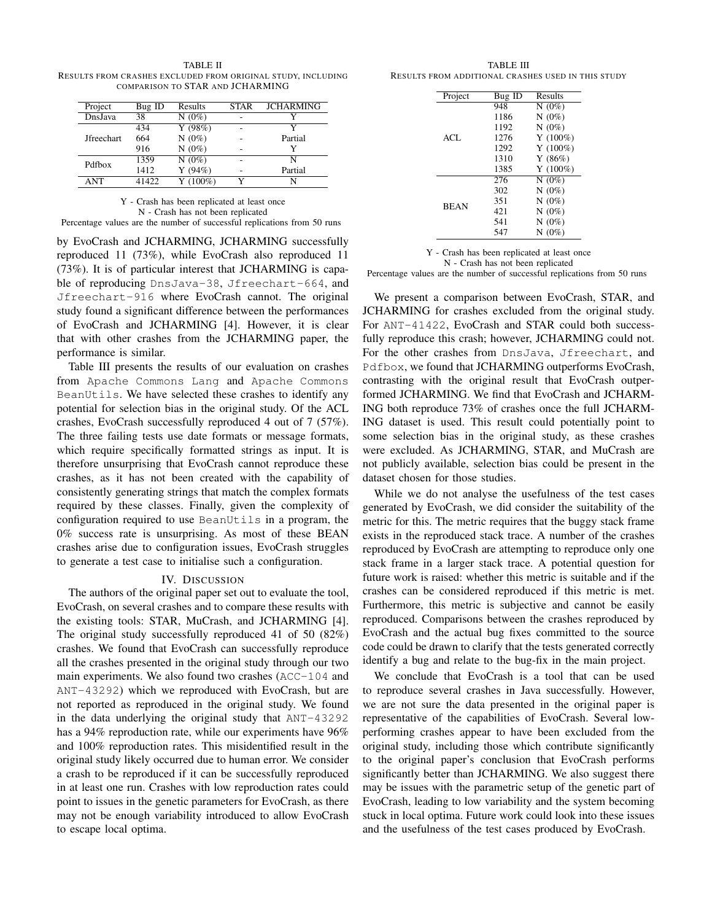TABLE II
RESULTS FROM CRASHES EXCLUDED FROM ORIGINAL STUDY, INCLUDING COMPARISON TO STAR AND JCHARMING

| Project | Bug ID | Results | STAR | JCHARMING |
|---|---|---|---|---|
| DnsJava | 38 | N (0%) | - | Y |
| Jfreechart | 434 | Y (98%) | - | Y |
| | 664 | N (0%) | - | Partial |
| | 916 | N (0%) | - | Y |
| Pdfbox | 1359 | N (0%) | - | N |
| | 1412 | Y (94%) | - | Partial |
| ANT | 41422 | Y (100%) | Y | N |

Y - Crash has been replicated at least once
N - Crash has not been replicated
Percentage values are the number of successful replications from 50 runs

by EvoCrash and JCHARMING, JCHARMING successfully reproduced 11 (73%), while EvoCrash also reproduced 11 (73%). It is of particular interest that JCHARMING is capable of reproducing DnsJava-38, Jfreechart-664, and Jfreechart-916 where EvoCrash cannot. The original study found a significant difference between the performances of EvoCrash and JCHARMING [4]. However, it is clear that with other crashes from the JCHARMING paper, the performance is similar.

Table III presents the results of our evaluation on crashes from Apache Commons Lang and Apache Commons BeanUtils. We have selected these crashes to identify any potential for selection bias in the original study. Of the ACL crashes, EvoCrash successfully reproduced 4 out of 7 (57%). The three failing tests use date formats or message formats, which require specifically formatted strings as input. It is therefore unsurprising that EvoCrash cannot reproduce these crashes, as it has not been created with the capability of consistently generating strings that match the complex formats required by these classes. Finally, given the complexity of configuration required to use BeanUtils in a program, the 0% success rate is unsurprising. As most of these BEAN crashes arise due to configuration issues, EvoCrash struggles to generate a test case to initialise such a configuration.

TABLE III
RESULTS FROM ADDITIONAL CRASHES USED IN THIS STUDY

| Project | Bug ID | Results |
|---|---|---|
| ACL | 948 | N (0%) |
| | 1186 | N (0%) |
| | 1192 | N (0%) |
| | 1276 | Y (100%) |
| | 1292 | Y (100%) |
| | 1310 | Y (86%) |
| | 1385 | Y (100%) |
| BEAN | 276 | N (0%) |
| | 302 | N (0%) |
| | 351 | N (0%) |
| | 421 | N (0%) |
| | 541 | N (0%) |
| | 547 | N (0%) |

Y - Crash has been replicated at least once
N - Crash has not been replicated
Percentage values are the number of successful replications from 50 runs

## IV. DISCUSSION

The authors of the original paper set out to evaluate the tool, EvoCrash, on several crashes and to compare these results with the existing tools: STAR, MuCrash, and JCHARMING [4]. The original study successfully reproduced 41 of 50 (82%) crashes. We found that EvoCrash can successfully reproduce all the crashes presented in the original study through our two main experiments. We also found two crashes (ACC-104 and ANT-43292) which we reproduced with EvoCrash, but are not reported as reproduced in the original study. We found in the data underlying the original study that ANT-43292 has a 94% reproduction rate, while our experiments have 96% and 100% reproduction rates. This misidentified result in the original study likely occurred due to human error. We consider a crash to be reproduced if it can be successfully reproduced in at least one run. Crashes with low reproduction rates could point to issues in the genetic parameters for EvoCrash, as there may not be enough variability introduced to allow EvoCrash to escape local optima.

We present a comparison between EvoCrash, STAR, and JCHARMING for crashes excluded from the original study. For ANT-41422, EvoCrash and STAR could both successfully reproduce this crash; however, JCHARMING could not. For the other crashes from DnsJava, Jfreechart, and Pdfbox, we found that JCHARMING outperforms EvoCrash, contrasting with the original result that EvoCrash outperformed JCHARMING. We find that EvoCrash and JCHARMING both reproduce 73% of crashes once the full JCHARMING dataset is used. This result could potentially point to some selection bias in the original study, as these crashes were excluded. As JCHARMING, STAR, and MuCrash are not publicly available, selection bias could be present in the dataset chosen for those studies.

While we do not analyse the usefulness of the test cases generated by EvoCrash, we did consider the suitability of the metric for this. The metric requires that the buggy stack frame exists in the reproduced stack trace. A number of the crashes reproduced by EvoCrash are attempting to reproduce only one stack frame in a larger stack trace. A potential question for future work is raised: whether this metric is suitable and if the crashes can be considered reproduced if this metric is met. Furthermore, this metric is subjective and cannot be easily reproduced. Comparisons between the crashes reproduced by EvoCrash and the actual bug fixes committed to the source code could be drawn to clarify that the tests generated correctly identify a bug and relate to the bug-fix in the main project.

We conclude that EvoCrash is a tool that can be used to reproduce several crashes in Java successfully. However, we are not sure the data presented in the original paper is representative of the capabilities of EvoCrash. Several low-performing crashes appear to have been excluded from the original study, including those which contribute significantly to the original paper's conclusion that EvoCrash performs significantly better than JCHARMING. We also suggest there may be issues with the parametric setup of the genetic part of EvoCrash, leading to low variability and the system becoming stuck in local optima. Future work could look into these issues and the usefulness of the test cases produced by EvoCrash.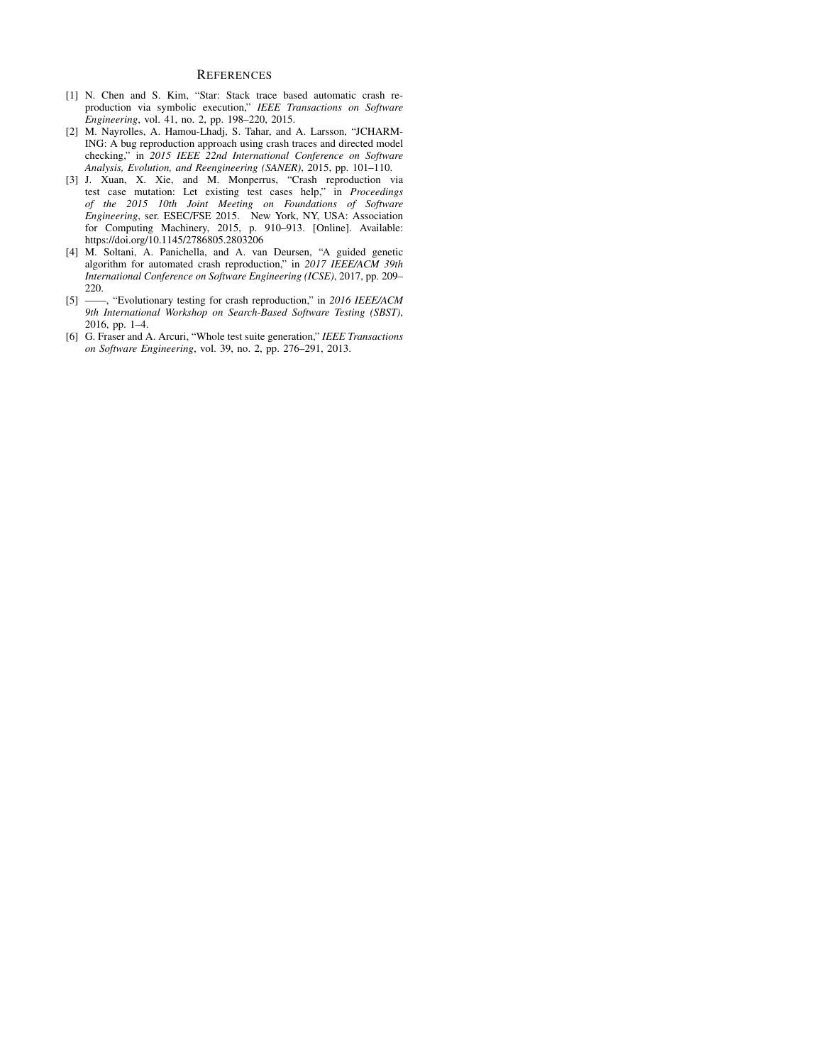## REFERENCES

[1] N. Chen and S. Kim, "Star: Stack trace based automatic crash reproduction via symbolic execution," *IEEE Transactions on Software Engineering*, vol. 41, no. 2, pp. 198–220, 2015.

[2] M. Nayrolles, A. Hamou-Lhadj, S. Tahar, and A. Larsson, "JCHARMING: A bug reproduction approach using crash traces and directed model checking," in *2015 IEEE 22nd International Conference on Software Analysis, Evolution, and Reengineering (SANER)*, 2015, pp. 101–110.

[3] J. Xuan, X. Xie, and M. Monperrus, "Crash reproduction via test case mutation: Let existing test cases help," in *Proceedings of the 2015 10th Joint Meeting on Foundations of Software Engineering*, ser. ESEC/FSE 2015. New York, NY, USA: Association for Computing Machinery, 2015, p. 910–913. [Online]. Available: https://doi.org/10.1145/2786805.2803206

[4] M. Soltani, A. Panichella, and A. van Deursen, "A guided genetic algorithm for automated crash reproduction," in *2017 IEEE/ACM 39th International Conference on Software Engineering (ICSE)*, 2017, pp. 209–220.

[5] ——, "Evolutionary testing for crash reproduction," in *2016 IEEE/ACM 9th International Workshop on Search-Based Software Testing (SBST)*, 2016, pp. 1–4.

[6] G. Fraser and A. Arcuri, "Whole test suite generation," *IEEE Transactions on Software Engineering*, vol. 39, no. 2, pp. 276–291, 2013.